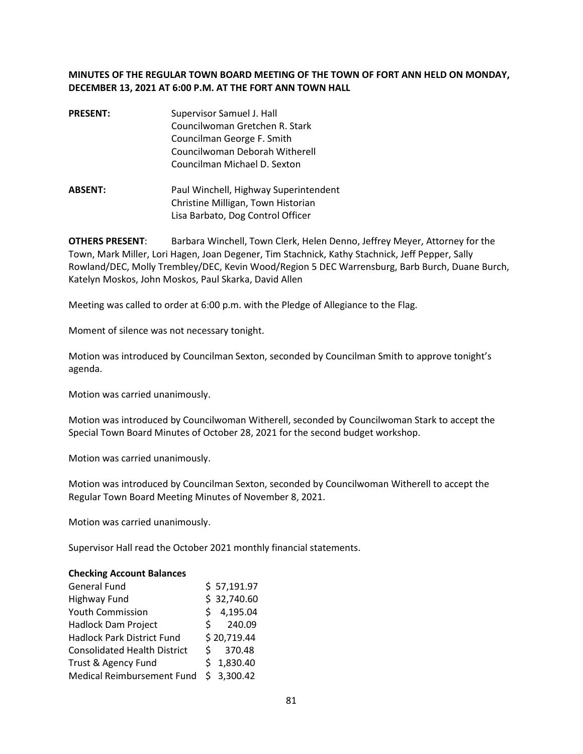**MINUTES OF THE REGULAR TOWN BOARD MEETING OF THE TOWN OF FORT ANN HELD ON MONDAY, DECEMBER 13, 2021 AT 6:00 P.M. AT THE FORT ANN TOWN HALL**

**PRESENT:** Supervisor Samuel J. Hall
Councilwoman Gretchen R. Stark
Councilman George F. Smith
Councilwoman Deborah Witherell
Councilman Michael D. Sexton

**ABSENT:** Paul Winchell, Highway Superintendent
Christine Milligan, Town Historian
Lisa Barbato, Dog Control Officer

**OTHERS PRESENT**: Barbara Winchell, Town Clerk, Helen Denno, Jeffrey Meyer, Attorney for the Town, Mark Miller, Lori Hagen, Joan Degener, Tim Stachnick, Kathy Stachnick, Jeff Pepper, Sally Rowland/DEC, Molly Trembley/DEC, Kevin Wood/Region 5 DEC Warrensburg, Barb Burch, Duane Burch, Katelyn Moskos, John Moskos, Paul Skarka, David Allen

Meeting was called to order at 6:00 p.m. with the Pledge of Allegiance to the Flag.

Moment of silence was not necessary tonight.

Motion was introduced by Councilman Sexton, seconded by Councilman Smith to approve tonight's agenda.

Motion was carried unanimously.

Motion was introduced by Councilwoman Witherell, seconded by Councilwoman Stark to accept the Special Town Board Minutes of October 28, 2021 for the second budget workshop.

Motion was carried unanimously.

Motion was introduced by Councilman Sexton, seconded by Councilwoman Witherell to accept the Regular Town Board Meeting Minutes of November 8, 2021.

Motion was carried unanimously.

Supervisor Hall read the October 2021 monthly financial statements.

**Checking Account Balances**

| | |
|---|---|
| General Fund | $ 57,191.97 |
| Highway Fund | $ 32,740.60 |
| Youth Commission | $ 4,195.04 |
| Hadlock Dam Project | $ 240.09 |
| Hadlock Park District Fund | $ 20,719.44 |
| Consolidated Health District | $ 370.48 |
| Trust & Agency Fund | $ 1,830.40 |
| Medical Reimbursement Fund | $ 3,300.42 |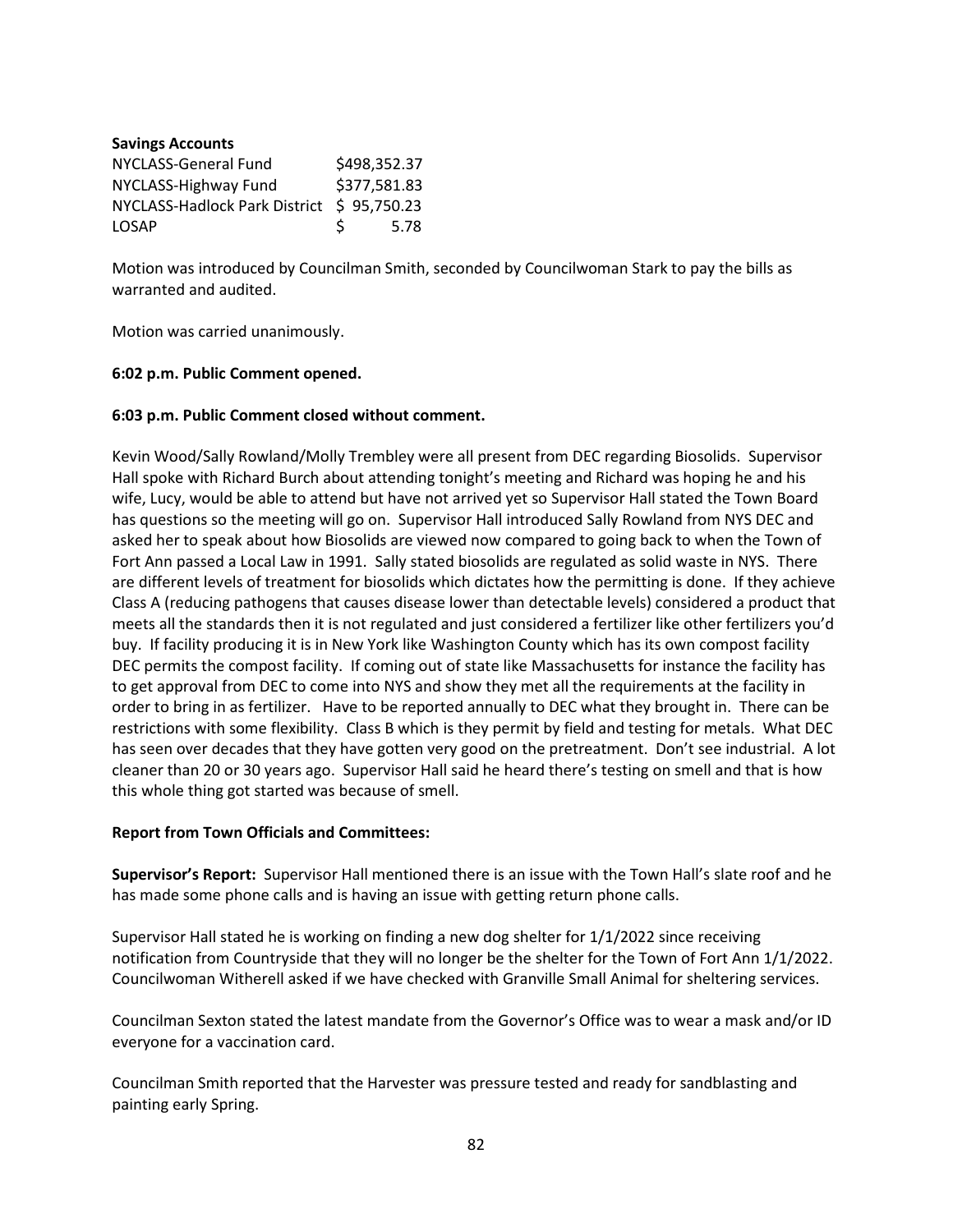**Savings Accounts**

| | |
|---|---|
| NYCLASS-General Fund | $498,352.37 |
| NYCLASS-Highway Fund | $377,581.83 |
| NYCLASS-Hadlock Park District | $ 95,750.23 |
| LOSAP | $ 5.78 |

Motion was introduced by Councilman Smith, seconded by Councilwoman Stark to pay the bills as warranted and audited.

Motion was carried unanimously.

**6:02 p.m. Public Comment opened.**

**6:03 p.m. Public Comment closed without comment.**

Kevin Wood/Sally Rowland/Molly Trembley were all present from DEC regarding Biosolids. Supervisor Hall spoke with Richard Burch about attending tonight's meeting and Richard was hoping he and his wife, Lucy, would be able to attend but have not arrived yet so Supervisor Hall stated the Town Board has questions so the meeting will go on. Supervisor Hall introduced Sally Rowland from NYS DEC and asked her to speak about how Biosolids are viewed now compared to going back to when the Town of Fort Ann passed a Local Law in 1991. Sally stated biosolids are regulated as solid waste in NYS. There are different levels of treatment for biosolids which dictates how the permitting is done. If they achieve Class A (reducing pathogens that causes disease lower than detectable levels) considered a product that meets all the standards then it is not regulated and just considered a fertilizer like other fertilizers you'd buy. If facility producing it is in New York like Washington County which has its own compost facility DEC permits the compost facility. If coming out of state like Massachusetts for instance the facility has to get approval from DEC to come into NYS and show they met all the requirements at the facility in order to bring in as fertilizer. Have to be reported annually to DEC what they brought in. There can be restrictions with some flexibility. Class B which is they permit by field and testing for metals. What DEC has seen over decades that they have gotten very good on the pretreatment. Don't see industrial. A lot cleaner than 20 or 30 years ago. Supervisor Hall said he heard there's testing on smell and that is how this whole thing got started was because of smell.

**Report from Town Officials and Committees:**

**Supervisor's Report:** Supervisor Hall mentioned there is an issue with the Town Hall's slate roof and he has made some phone calls and is having an issue with getting return phone calls.

Supervisor Hall stated he is working on finding a new dog shelter for 1/1/2022 since receiving notification from Countryside that they will no longer be the shelter for the Town of Fort Ann 1/1/2022. Councilwoman Witherell asked if we have checked with Granville Small Animal for sheltering services.

Councilman Sexton stated the latest mandate from the Governor's Office was to wear a mask and/or ID everyone for a vaccination card.

Councilman Smith reported that the Harvester was pressure tested and ready for sandblasting and painting early Spring.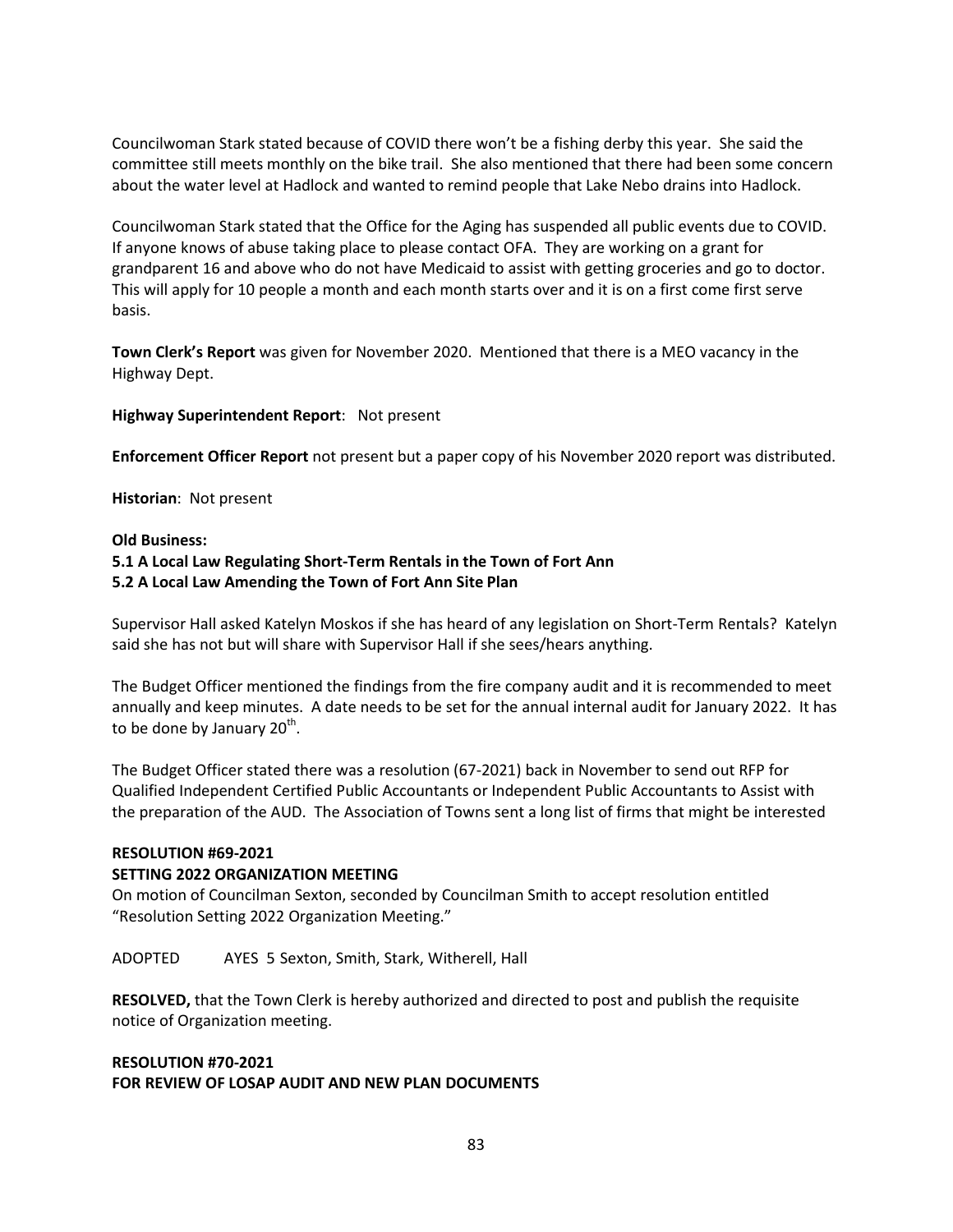Councilwoman Stark stated because of COVID there won't be a fishing derby this year. She said the committee still meets monthly on the bike trail. She also mentioned that there had been some concern about the water level at Hadlock and wanted to remind people that Lake Nebo drains into Hadlock.

Councilwoman Stark stated that the Office for the Aging has suspended all public events due to COVID. If anyone knows of abuse taking place to please contact OFA. They are working on a grant for grandparent 16 and above who do not have Medicaid to assist with getting groceries and go to doctor. This will apply for 10 people a month and each month starts over and it is on a first come first serve basis.

**Town Clerk's Report** was given for November 2020. Mentioned that there is a MEO vacancy in the Highway Dept.

**Highway Superintendent Report**: Not present

**Enforcement Officer Report** not present but a paper copy of his November 2020 report was distributed.

**Historian**: Not present

**Old Business:**

**5.1 A Local Law Regulating Short-Term Rentals in the Town of Fort Ann**

**5.2 A Local Law Amending the Town of Fort Ann Site Plan**

Supervisor Hall asked Katelyn Moskos if she has heard of any legislation on Short-Term Rentals? Katelyn said she has not but will share with Supervisor Hall if she sees/hears anything.

The Budget Officer mentioned the findings from the fire company audit and it is recommended to meet annually and keep minutes. A date needs to be set for the annual internal audit for January 2022. It has to be done by January 20th.

The Budget Officer stated there was a resolution (67-2021) back in November to send out RFP for Qualified Independent Certified Public Accountants or Independent Public Accountants to Assist with the preparation of the AUD. The Association of Towns sent a long list of firms that might be interested

**RESOLUTION #69-2021**

**SETTING 2022 ORGANIZATION MEETING**

On motion of Councilman Sexton, seconded by Councilman Smith to accept resolution entitled "Resolution Setting 2022 Organization Meeting."

ADOPTED AYES 5 Sexton, Smith, Stark, Witherell, Hall

**RESOLVED,** that the Town Clerk is hereby authorized and directed to post and publish the requisite notice of Organization meeting.

**RESOLUTION #70-2021**

**FOR REVIEW OF LOSAP AUDIT AND NEW PLAN DOCUMENTS**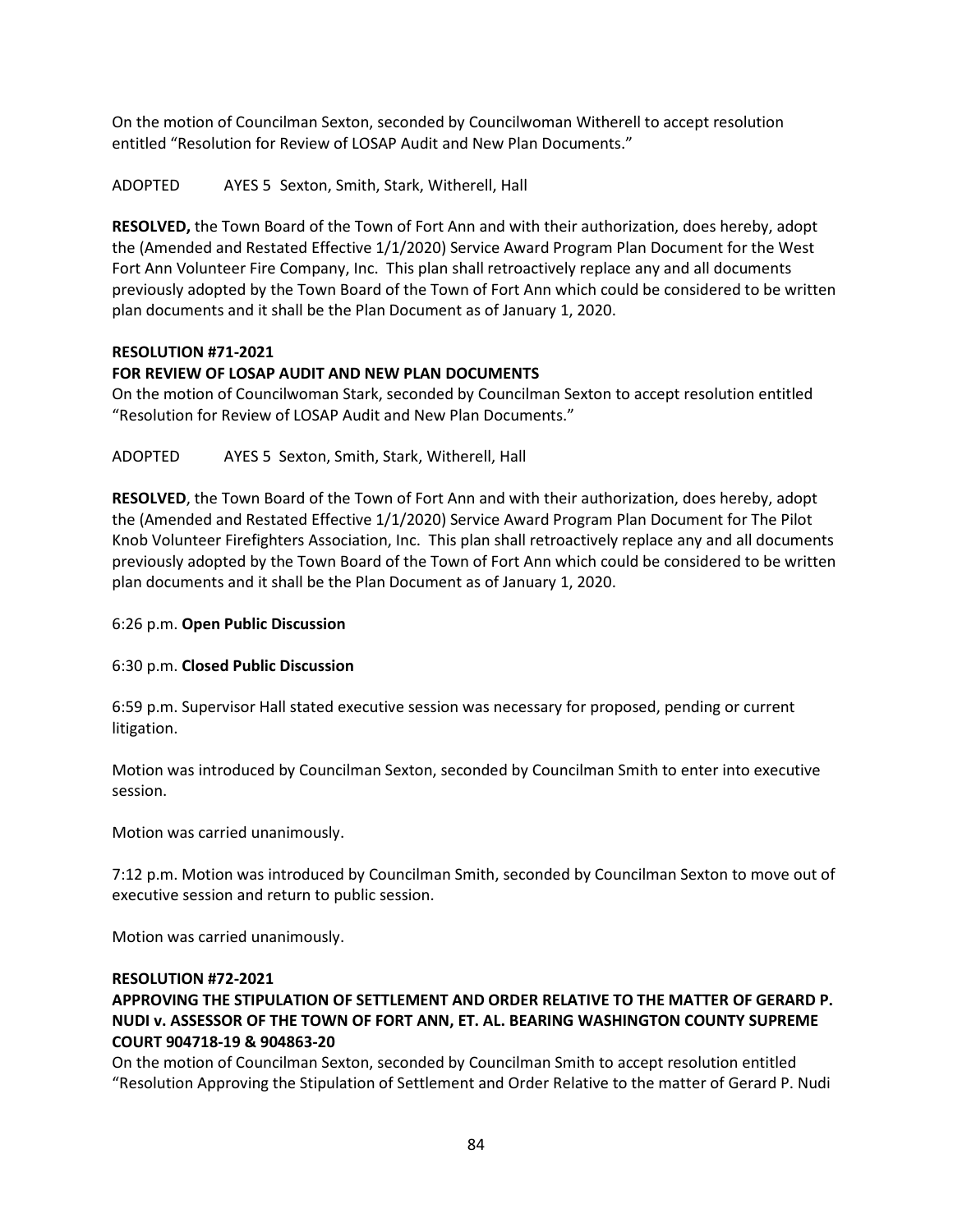On the motion of Councilman Sexton, seconded by Councilwoman Witherell to accept resolution entitled "Resolution for Review of LOSAP Audit and New Plan Documents."

ADOPTED AYES 5 Sexton, Smith, Stark, Witherell, Hall

**RESOLVED,** the Town Board of the Town of Fort Ann and with their authorization, does hereby, adopt the (Amended and Restated Effective 1/1/2020) Service Award Program Plan Document for the West Fort Ann Volunteer Fire Company, Inc. This plan shall retroactively replace any and all documents previously adopted by the Town Board of the Town of Fort Ann which could be considered to be written plan documents and it shall be the Plan Document as of January 1, 2020.

**RESOLUTION #71-2021**

**FOR REVIEW OF LOSAP AUDIT AND NEW PLAN DOCUMENTS**

On the motion of Councilwoman Stark, seconded by Councilman Sexton to accept resolution entitled "Resolution for Review of LOSAP Audit and New Plan Documents."

ADOPTED AYES 5 Sexton, Smith, Stark, Witherell, Hall

**RESOLVED**, the Town Board of the Town of Fort Ann and with their authorization, does hereby, adopt the (Amended and Restated Effective 1/1/2020) Service Award Program Plan Document for The Pilot Knob Volunteer Firefighters Association, Inc. This plan shall retroactively replace any and all documents previously adopted by the Town Board of the Town of Fort Ann which could be considered to be written plan documents and it shall be the Plan Document as of January 1, 2020.

6:26 p.m. **Open Public Discussion**

6:30 p.m. **Closed Public Discussion**

6:59 p.m. Supervisor Hall stated executive session was necessary for proposed, pending or current litigation.

Motion was introduced by Councilman Sexton, seconded by Councilman Smith to enter into executive session.

Motion was carried unanimously.

7:12 p.m. Motion was introduced by Councilman Smith, seconded by Councilman Sexton to move out of executive session and return to public session.

Motion was carried unanimously.

**RESOLUTION #72-2021**

**APPROVING THE STIPULATION OF SETTLEMENT AND ORDER RELATIVE TO THE MATTER OF GERARD P. NUDI v. ASSESSOR OF THE TOWN OF FORT ANN, ET. AL. BEARING WASHINGTON COUNTY SUPREME COURT 904718-19 & 904863-20**

On the motion of Councilman Sexton, seconded by Councilman Smith to accept resolution entitled "Resolution Approving the Stipulation of Settlement and Order Relative to the matter of Gerard P. Nudi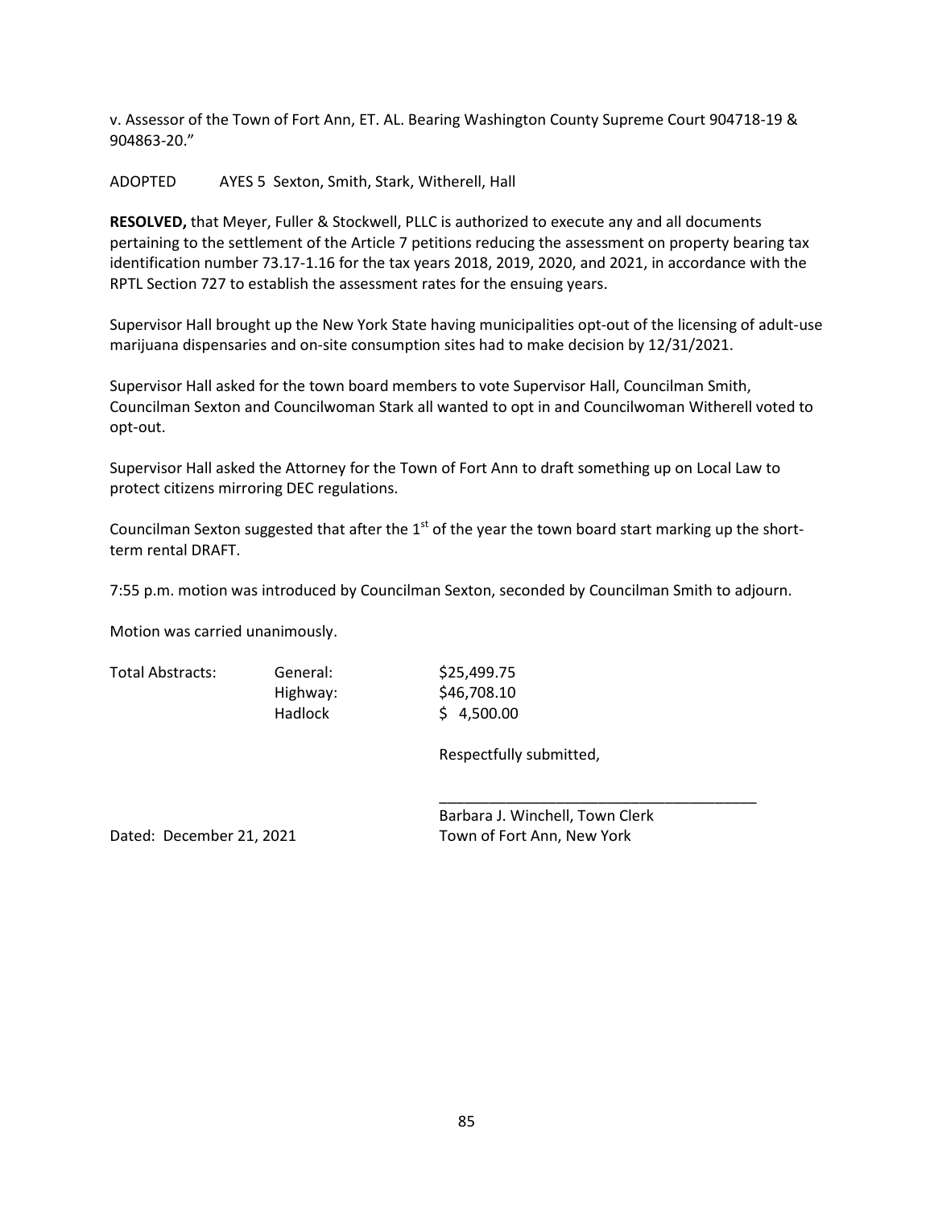v. Assessor of the Town of Fort Ann, ET. AL. Bearing Washington County Supreme Court 904718-19 & 904863-20."

ADOPTED AYES 5 Sexton, Smith, Stark, Witherell, Hall

**RESOLVED,** that Meyer, Fuller & Stockwell, PLLC is authorized to execute any and all documents pertaining to the settlement of the Article 7 petitions reducing the assessment on property bearing tax identification number 73.17-1.16 for the tax years 2018, 2019, 2020, and 2021, in accordance with the RPTL Section 727 to establish the assessment rates for the ensuing years.

Supervisor Hall brought up the New York State having municipalities opt-out of the licensing of adult-use marijuana dispensaries and on-site consumption sites had to make decision by 12/31/2021.

Supervisor Hall asked for the town board members to vote Supervisor Hall, Councilman Smith, Councilman Sexton and Councilwoman Stark all wanted to opt in and Councilwoman Witherell voted to opt-out.

Supervisor Hall asked the Attorney for the Town of Fort Ann to draft something up on Local Law to protect citizens mirroring DEC regulations.

Councilman Sexton suggested that after the 1st of the year the town board start marking up the short-term rental DRAFT.

7:55 p.m. motion was introduced by Councilman Sexton, seconded by Councilman Smith to adjourn.

Motion was carried unanimously.

| | | |
|---|---|---|
| Total Abstracts: | General: | \$25,499.75 |
| | Highway: | \$46,708.10 |
| | Hadlock | \$ 4,500.00 |

Respectfully submitted,

\_\_\_\_\_\_\_\_\_\_\_\_\_\_\_\_\_\_\_\_\_\_\_\_\_\_\_\_\_\_\_\_\_\_\_\_\_\_

Barbara J. Winchell, Town Clerk
Town of Fort Ann, New York

Dated: December 21, 2021